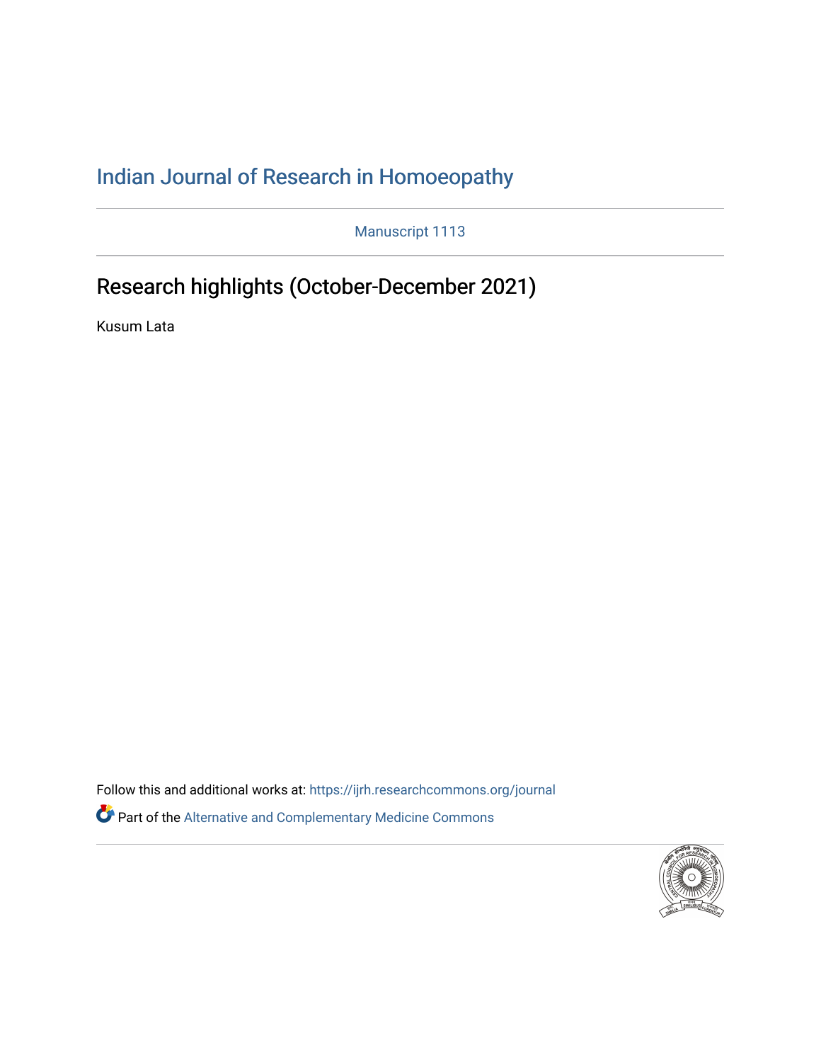# Indian Journal of Research in Homoeopathy

Manuscript 1113

## Research highlights (October-December 2021)

Kusum Lata

Follow this and additional works at: https://ijrh.researchcommons.org/journal

Part of the Alternative and Complementary Medicine Commons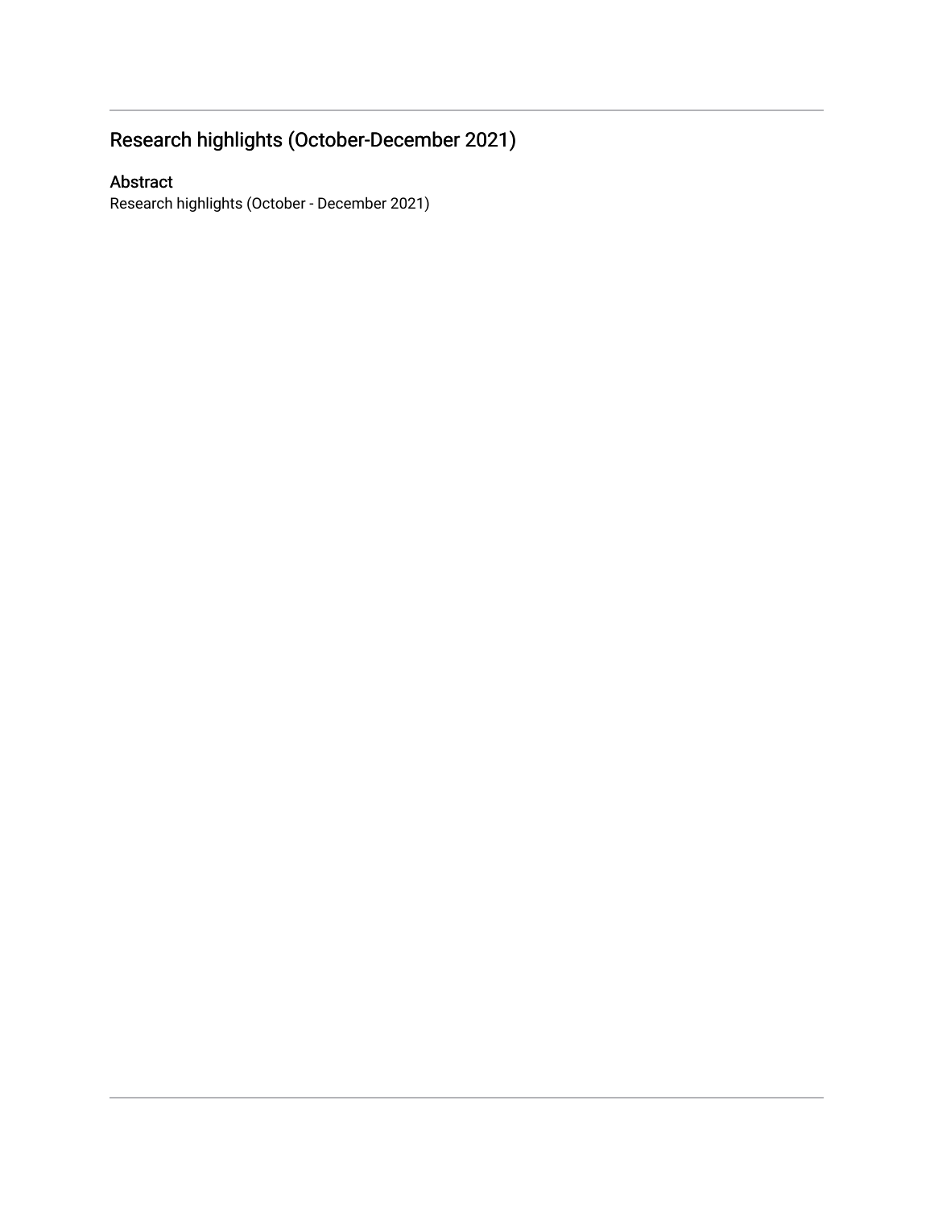## Research highlights (October-December 2021)

### Abstract

Research highlights (October - December 2021)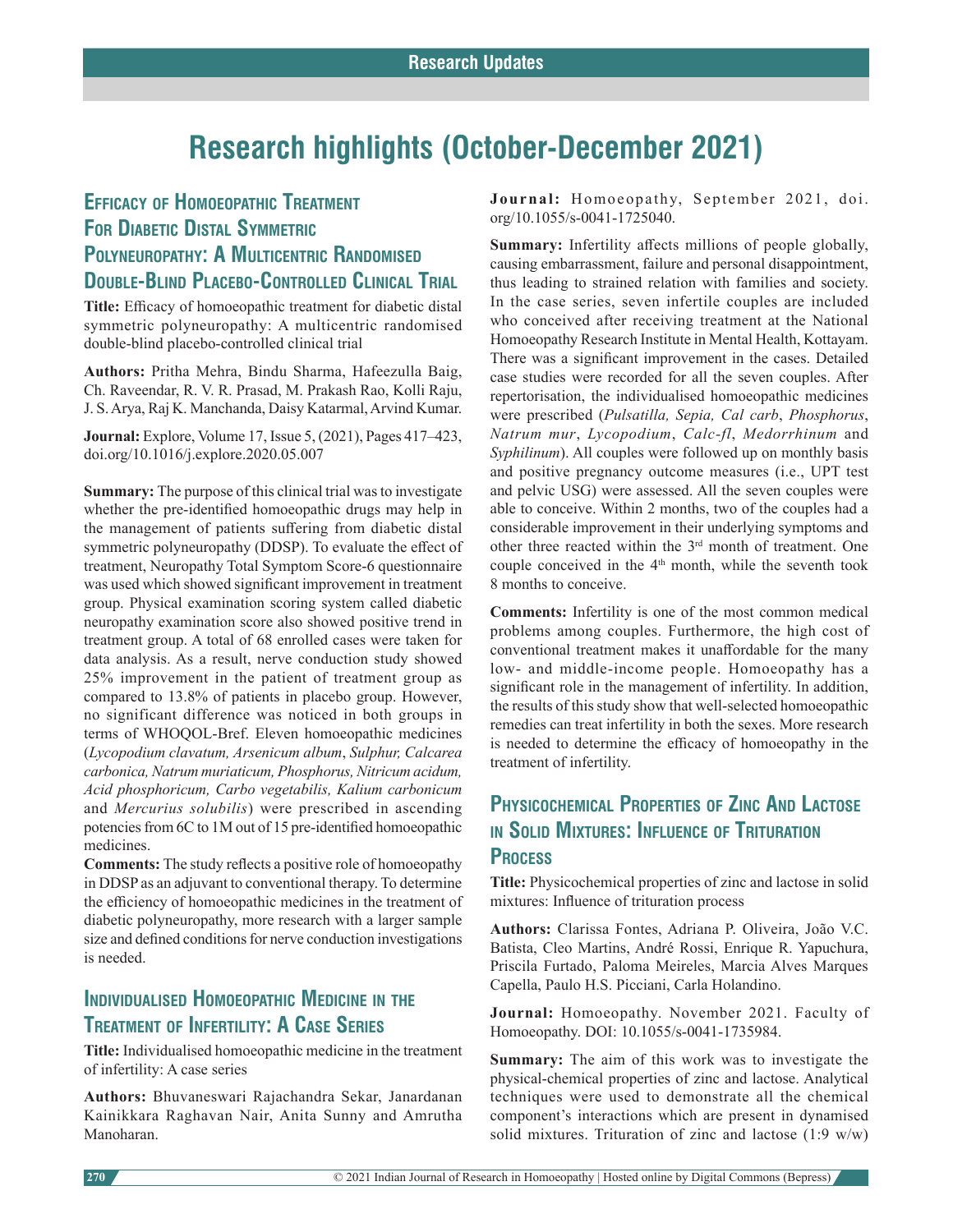# Research highlights (October-December 2021)

## Efficacy of Homoeopathic Treatment For Diabetic Distal Symmetric Polyneuropathy: A Multicentric Randomised Double-Blind Placebo-Controlled Clinical Trial

**Title:** Efficacy of homoeopathic treatment for diabetic distal symmetric polyneuropathy: A multicentric randomised double-blind placebo-controlled clinical trial

**Authors:** Pritha Mehra, Bindu Sharma, Hafeezulla Baig, Ch. Raveendar, R. V. R. Prasad, M. Prakash Rao, Kolli Raju, J. S. Arya, Raj K. Manchanda, Daisy Katarmal, Arvind Kumar.

**Journal:** Explore, Volume 17, Issue 5, (2021), Pages 417–423, doi.org/10.1016/j.explore.2020.05.007

**Summary:** The purpose of this clinical trial was to investigate whether the pre-identified homoeopathic drugs may help in the management of patients suffering from diabetic distal symmetric polyneuropathy (DDSP). To evaluate the effect of treatment, Neuropathy Total Symptom Score-6 questionnaire was used which showed significant improvement in treatment group. Physical examination scoring system called diabetic neuropathy examination score also showed positive trend in treatment group. A total of 68 enrolled cases were taken for data analysis. As a result, nerve conduction study showed 25% improvement in the patient of treatment group as compared to 13.8% of patients in placebo group. However, no significant difference was noticed in both groups in terms of WHOQOL-Bref. Eleven homoeopathic medicines (*Lycopodium clavatum, Arsenicum album*, *Sulphur, Calcarea carbonica, Natrum muriaticum, Phosphorus, Nitricum acidum, Acid phosphoricum, Carbo vegetabilis, Kalium carbonicum* and *Mercurius solubilis*) were prescribed in ascending potencies from 6C to 1M out of 15 pre-identified homoeopathic medicines.

**Comments:** The study reflects a positive role of homoeopathy in DDSP as an adjuvant to conventional therapy. To determine the efficiency of homoeopathic medicines in the treatment of diabetic polyneuropathy, more research with a larger sample size and defined conditions for nerve conduction investigations is needed.

## Individualised Homoeopathic Medicine in the Treatment of Infertility: A Case Series

**Title:** Individualised homoeopathic medicine in the treatment of infertility: A case series

**Authors:** Bhuvaneswari Rajachandra Sekar, Janardanan Kainikkara Raghavan Nair, Anita Sunny and Amrutha Manoharan.

**Journal:** Homoeopathy, September 2021, doi.org/10.1055/s-0041-1725040.

**Summary:** Infertility affects millions of people globally, causing embarrassment, failure and personal disappointment, thus leading to strained relation with families and society. In the case series, seven infertile couples are included who conceived after receiving treatment at the National Homoeopathy Research Institute in Mental Health, Kottayam. There was a significant improvement in the cases. Detailed case studies were recorded for all the seven couples. After repertorisation, the individualised homoeopathic medicines were prescribed (*Pulsatilla, Sepia, Cal carb*, *Phosphorus*, *Natrum mur*, *Lycopodium*, *Calc-fl*, *Medorrhinum* and *Syphilinum*). All couples were followed up on monthly basis and positive pregnancy outcome measures (i.e., UPT test and pelvic USG) were assessed. All the seven couples were able to conceive. Within 2 months, two of the couples had a considerable improvement in their underlying symptoms and other three reacted within the 3rd month of treatment. One couple conceived in the 4th month, while the seventh took 8 months to conceive.

**Comments:** Infertility is one of the most common medical problems among couples. Furthermore, the high cost of conventional treatment makes it unaffordable for the many low- and middle-income people. Homoeopathy has a significant role in the management of infertility. In addition, the results of this study show that well-selected homoeopathic remedies can treat infertility in both the sexes. More research is needed to determine the efficacy of homoeopathy in the treatment of infertility.

## Physicochemical Properties of Zinc And Lactose in Solid Mixtures: Influence of Trituration Process

**Title:** Physicochemical properties of zinc and lactose in solid mixtures: Influence of trituration process

**Authors:** Clarissa Fontes, Adriana P. Oliveira, João V.C. Batista, Cleo Martins, André Rossi, Enrique R. Yapuchura, Priscila Furtado, Paloma Meireles, Marcia Alves Marques Capella, Paulo H.S. Picciani, Carla Holandino.

**Journal:** Homoeopathy. November 2021. Faculty of Homoeopathy. DOI: 10.1055/s-0041-1735984.

**Summary:** The aim of this work was to investigate the physical-chemical properties of zinc and lactose. Analytical techniques were used to demonstrate all the chemical component's interactions which are present in dynamised solid mixtures. Trituration of zinc and lactose (1:9 w/w)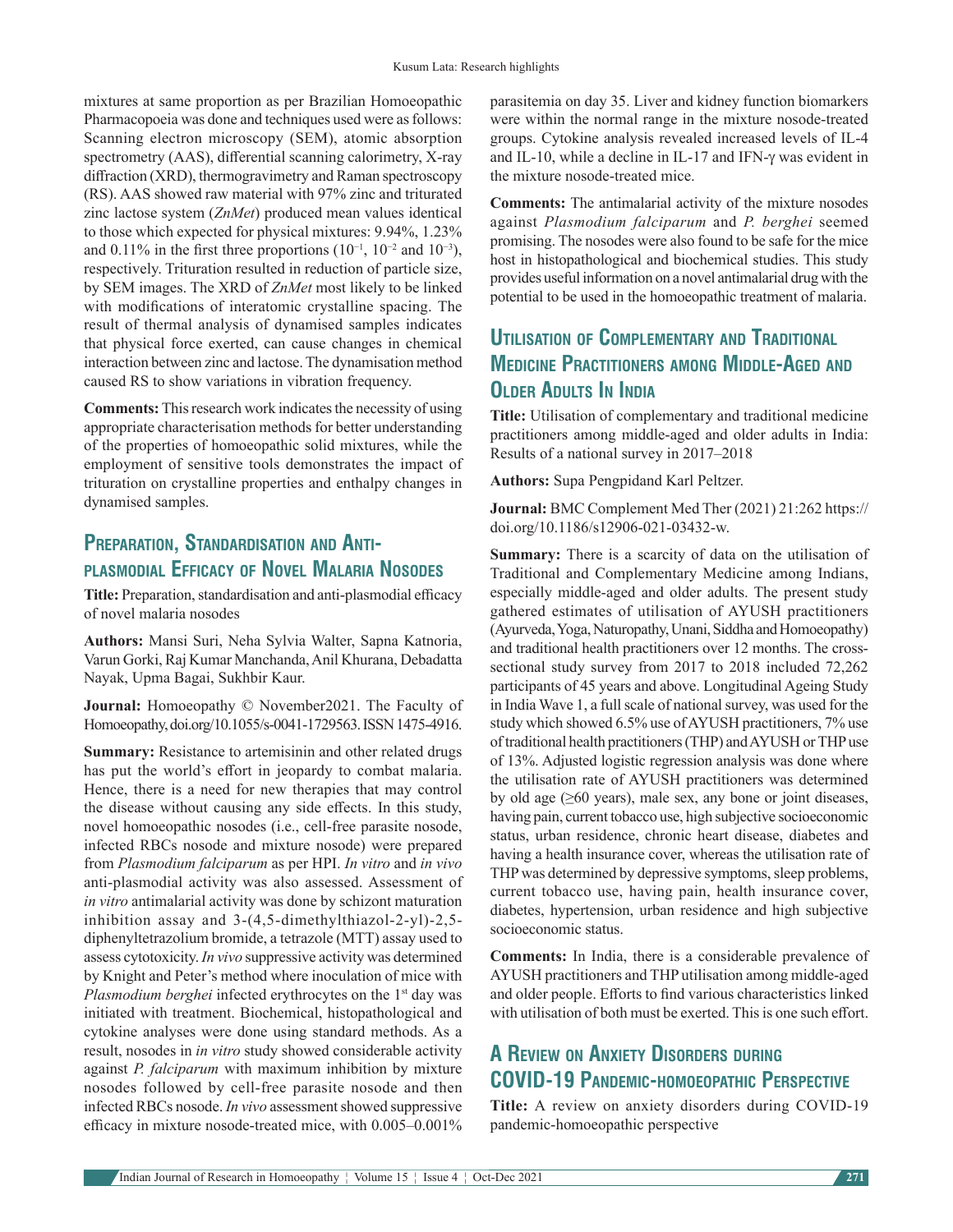mixtures at same proportion as per Brazilian Homoeopathic Pharmacopoeia was done and techniques used were as follows: Scanning electron microscopy (SEM), atomic absorption spectrometry (AAS), differential scanning calorimetry, X-ray diffraction (XRD), thermogravimetry and Raman spectroscopy (RS). AAS showed raw material with 97% zinc and triturated zinc lactose system (*ZnMet*) produced mean values identical to those which expected for physical mixtures: 9.94%, 1.23% and 0.11% in the first three proportions ($10^{-1}$, $10^{-2}$ and $10^{-3}$), respectively. Trituration resulted in reduction of particle size, by SEM images. The XRD of *ZnMet* most likely to be linked with modifications of interatomic crystalline spacing. The result of thermal analysis of dynamised samples indicates that physical force exerted, can cause changes in chemical interaction between zinc and lactose. The dynamisation method caused RS to show variations in vibration frequency.

**Comments:** This research work indicates the necessity of using appropriate characterisation methods for better understanding of the properties of homoeopathic solid mixtures, while the employment of sensitive tools demonstrates the impact of trituration on crystalline properties and enthalpy changes in dynamised samples.

## Preparation, Standardisation and Anti-plasmodial Efficacy of Novel Malaria Nosodes

**Title:** Preparation, standardisation and anti-plasmodial efficacy of novel malaria nosodes

**Authors:** Mansi Suri, Neha Sylvia Walter, Sapna Katnoria, Varun Gorki, Raj Kumar Manchanda, Anil Khurana, Debadatta Nayak, Upma Bagai, Sukhbir Kaur.

**Journal:** Homoeopathy © November2021. The Faculty of Homoeopathy, doi.org/10.1055/s-0041-1729563. ISSN 1475-4916.

**Summary:** Resistance to artemisinin and other related drugs has put the world's effort in jeopardy to combat malaria. Hence, there is a need for new therapies that may control the disease without causing any side effects. In this study, novel homoeopathic nosodes (i.e., cell-free parasite nosode, infected RBCs nosode and mixture nosode) were prepared from *Plasmodium falciparum* as per HPI. *In vitro* and *in vivo* anti-plasmodial activity was also assessed. Assessment of *in vitro* antimalarial activity was done by schizont maturation inhibition assay and 3-(4,5-dimethylthiazol-2-yl)-2,5-diphenyltetrazolium bromide, a tetrazole (MTT) assay used to assess cytotoxicity. *In vivo* suppressive activity was determined by Knight and Peter's method where inoculation of mice with *Plasmodium berghei* infected erythrocytes on the 1st day was initiated with treatment. Biochemical, histopathological and cytokine analyses were done using standard methods. As a result, nosodes in *in vitro* study showed considerable activity against *P. falciparum* with maximum inhibition by mixture nosodes followed by cell-free parasite nosode and then infected RBCs nosode. *In vivo* assessment showed suppressive efficacy in mixture nosode-treated mice, with 0.005–0.001% parasitemia on day 35. Liver and kidney function biomarkers were within the normal range in the mixture nosode-treated groups. Cytokine analysis revealed increased levels of IL-4 and IL-10, while a decline in IL-17 and IFN-γ was evident in the mixture nosode-treated mice.

**Comments:** The antimalarial activity of the mixture nosodes against *Plasmodium falciparum* and *P. berghei* seemed promising. The nosodes were also found to be safe for the mice host in histopathological and biochemical studies. This study provides useful information on a novel antimalarial drug with the potential to be used in the homoeopathic treatment of malaria.

## Utilisation of Complementary and Traditional Medicine Practitioners among Middle-Aged and Older Adults In India

**Title:** Utilisation of complementary and traditional medicine practitioners among middle-aged and older adults in India: Results of a national survey in 2017–2018

**Authors:** Supa Pengpidand Karl Peltzer.

**Journal:** BMC Complement Med Ther (2021) 21:262 https://doi.org/10.1186/s12906-021-03432-w.

**Summary:** There is a scarcity of data on the utilisation of Traditional and Complementary Medicine among Indians, especially middle-aged and older adults. The present study gathered estimates of utilisation of AYUSH practitioners (Ayurveda, Yoga, Naturopathy, Unani, Siddha and Homoeopathy) and traditional health practitioners over 12 months. The cross-sectional study survey from 2017 to 2018 included 72,262 participants of 45 years and above. Longitudinal Ageing Study in India Wave 1, a full scale of national survey, was used for the study which showed 6.5% use of AYUSH practitioners, 7% use of traditional health practitioners (THP) and AYUSH or THP use of 13%. Adjusted logistic regression analysis was done where the utilisation rate of AYUSH practitioners was determined by old age (≥60 years), male sex, any bone or joint diseases, having pain, current tobacco use, high subjective socioeconomic status, urban residence, chronic heart disease, diabetes and having a health insurance cover, whereas the utilisation rate of THP was determined by depressive symptoms, sleep problems, current tobacco use, having pain, health insurance cover, diabetes, hypertension, urban residence and high subjective socioeconomic status.

**Comments:** In India, there is a considerable prevalence of AYUSH practitioners and THP utilisation among middle-aged and older people. Efforts to find various characteristics linked with utilisation of both must be exerted. This is one such effort.

## A Review on Anxiety Disorders during COVID-19 Pandemic-homoeopathic Perspective

**Title:** A review on anxiety disorders during COVID-19 pandemic-homoeopathic perspective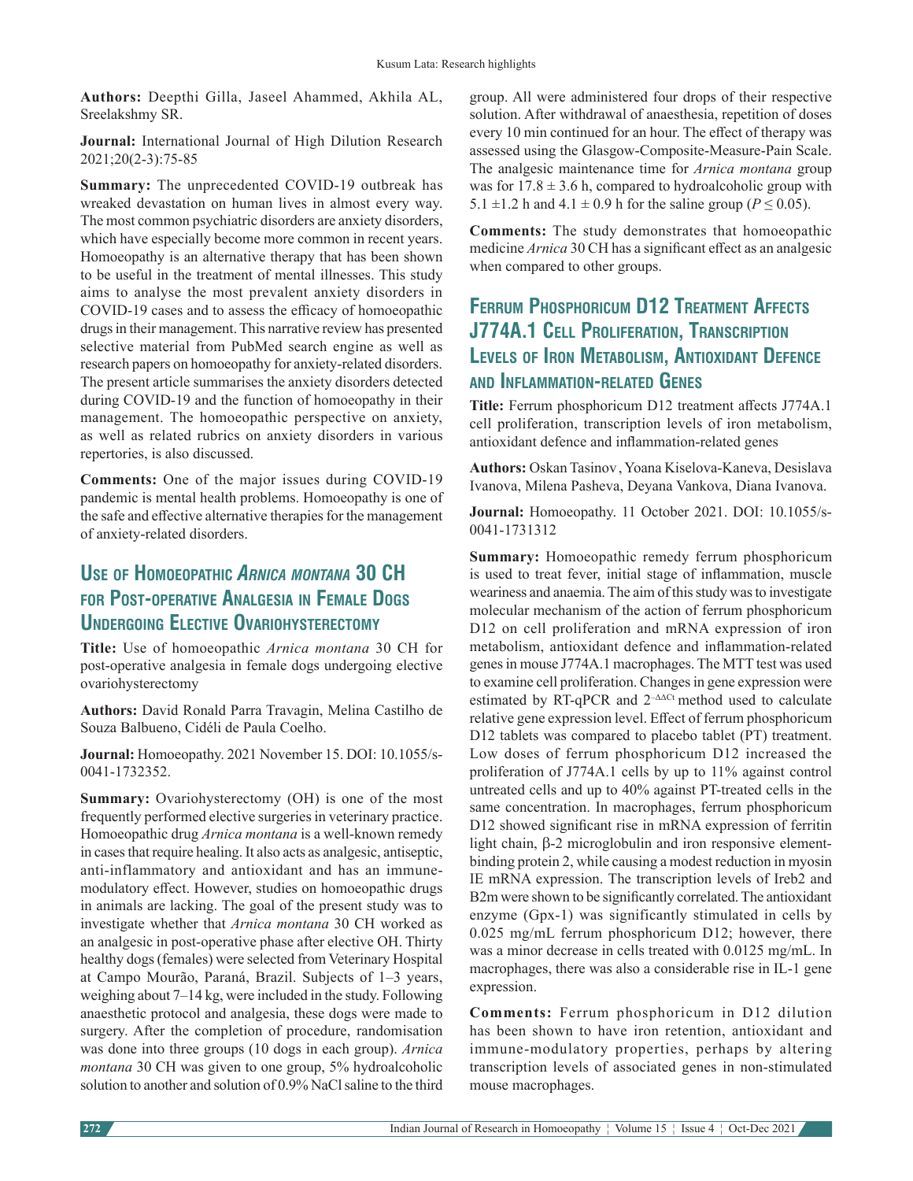**Authors:** Deepthi Gilla, Jaseel Ahammed, Akhila AL, Sreelakshmy SR.

**Journal:** International Journal of High Dilution Research 2021;20(2-3):75-85

**Summary:** The unprecedented COVID-19 outbreak has wreaked devastation on human lives in almost every way. The most common psychiatric disorders are anxiety disorders, which have especially become more common in recent years. Homoeopathy is an alternative therapy that has been shown to be useful in the treatment of mental illnesses. This study aims to analyse the most prevalent anxiety disorders in COVID-19 cases and to assess the efficacy of homoeopathic drugs in their management. This narrative review has presented selective material from PubMed search engine as well as research papers on homoeopathy for anxiety-related disorders. The present article summarises the anxiety disorders detected during COVID-19 and the function of homoeopathy in their management. The homoeopathic perspective on anxiety, as well as related rubrics on anxiety disorders in various repertories, is also discussed.

**Comments:** One of the major issues during COVID-19 pandemic is mental health problems. Homoeopathy is one of the safe and effective alternative therapies for the management of anxiety-related disorders.

## Use of Homoeopathic *Arnica montana* 30 CH for Post-operative Analgesia in Female Dogs Undergoing Elective Ovariohysterectomy

**Title:** Use of homoeopathic *Arnica montana* 30 CH for post-operative analgesia in female dogs undergoing elective ovariohysterectomy

**Authors:** David Ronald Parra Travagin, Melina Castilho de Souza Balbueno, Cidéli de Paula Coelho.

**Journal:** Homoeopathy. 2021 November 15. DOI: 10.1055/s-0041-1732352.

**Summary:** Ovariohysterectomy (OH) is one of the most frequently performed elective surgeries in veterinary practice. Homoeopathic drug *Arnica montana* is a well-known remedy in cases that require healing. It also acts as analgesic, antiseptic, anti-inflammatory and antioxidant and has an immune-modulatory effect. However, studies on homoeopathic drugs in animals are lacking. The goal of the present study was to investigate whether that *Arnica montana* 30 CH worked as an analgesic in post-operative phase after elective OH. Thirty healthy dogs (females) were selected from Veterinary Hospital at Campo Mourão, Paraná, Brazil. Subjects of 1–3 years, weighing about 7–14 kg, were included in the study. Following anaesthetic protocol and analgesia, these dogs were made to surgery. After the completion of procedure, randomisation was done into three groups (10 dogs in each group). *Arnica montana* 30 CH was given to one group, 5% hydroalcoholic solution to another and solution of 0.9% NaCl saline to the third group. All were administered four drops of their respective solution. After withdrawal of anaesthesia, repetition of doses every 10 min continued for an hour. The effect of therapy was assessed using the Glasgow-Composite-Measure-Pain Scale. The analgesic maintenance time for *Arnica montana* group was for $17.8 \pm 3.6$ h, compared to hydroalcoholic group with $5.1 \pm 1.2$ h and $4.1 \pm 0.9$ h for the saline group ($P \leq 0.05$).

**Comments:** The study demonstrates that homoeopathic medicine *Arnica* 30 CH has a significant effect as an analgesic when compared to other groups.

## Ferrum Phosphoricum D12 Treatment Affects J774A.1 Cell Proliferation, Transcription Levels of Iron Metabolism, Antioxidant Defence and Inflammation-related Genes

**Title:** Ferrum phosphoricum D12 treatment affects J774A.1 cell proliferation, transcription levels of iron metabolism, antioxidant defence and inflammation-related genes

**Authors:** Oskan Tasinov , Yoana Kiselova-Kaneva, Desislava Ivanova, Milena Pasheva, Deyana Vankova, Diana Ivanova.

**Journal:** Homoeopathy. 11 October 2021. DOI: 10.1055/s-0041-1731312

**Summary:** Homoeopathic remedy ferrum phosphoricum is used to treat fever, initial stage of inflammation, muscle weariness and anaemia. The aim of this study was to investigate molecular mechanism of the action of ferrum phosphoricum D12 on cell proliferation and mRNA expression of iron metabolism, antioxidant defence and inflammation-related genes in mouse J774A.1 macrophages. The MTT test was used to examine cell proliferation. Changes in gene expression were estimated by RT-qPCR and $2^{-\Delta\Delta Ct}$ method used to calculate relative gene expression level. Effect of ferrum phosphoricum D12 tablets was compared to placebo tablet (PT) treatment. Low doses of ferrum phosphoricum D12 increased the proliferation of J774A.1 cells by up to 11% against control untreated cells and up to 40% against PT-treated cells in the same concentration. In macrophages, ferrum phosphoricum D12 showed significant rise in mRNA expression of ferritin light chain, β-2 microglobulin and iron responsive element-binding protein 2, while causing a modest reduction in myosin IE mRNA expression. The transcription levels of Ireb2 and B2m were shown to be significantly correlated. The antioxidant enzyme (Gpx-1) was significantly stimulated in cells by 0.025 mg/mL ferrum phosphoricum D12; however, there was a minor decrease in cells treated with 0.0125 mg/mL. In macrophages, there was also a considerable rise in IL-1 gene expression.

**Comments:** Ferrum phosphoricum in D12 dilution has been shown to have iron retention, antioxidant and immune-modulatory properties, perhaps by altering transcription levels of associated genes in non-stimulated mouse macrophages.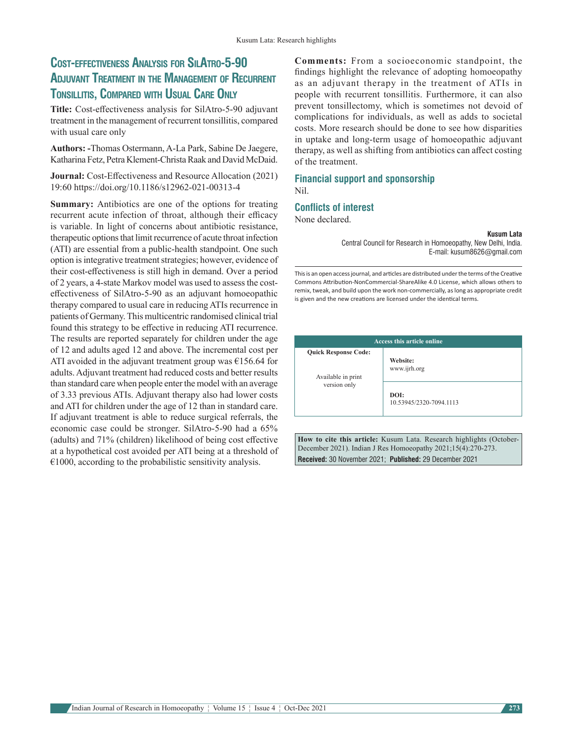## Cost-effectiveness Analysis for SilAtro-5-90 Adjuvant Treatment in the Management of Recurrent Tonsillitis, Compared with Usual Care Only

**Title:** Cost-effectiveness analysis for SilAtro-5-90 adjuvant treatment in the management of recurrent tonsillitis, compared with usual care only

**Authors: -**Thomas Ostermann, A-La Park, Sabine De Jaegere, Katharina Fetz, Petra Klement-Christa Raak and David McDaid.

**Journal:** Cost-Effectiveness and Resource Allocation (2021) 19:60 https://doi.org/10.1186/s12962-021-00313-4

**Summary:** Antibiotics are one of the options for treating recurrent acute infection of throat, although their efficacy is variable. In light of concerns about antibiotic resistance, therapeutic options that limit recurrence of acute throat infection (ATI) are essential from a public-health standpoint. One such option is integrative treatment strategies; however, evidence of their cost-effectiveness is still high in demand. Over a period of 2 years, a 4-state Markov model was used to assess the cost-effectiveness of SilAtro-5-90 as an adjuvant homoeopathic therapy compared to usual care in reducing ATIs recurrence in patients of Germany. This multicentric randomised clinical trial found this strategy to be effective in reducing ATI recurrence. The results are reported separately for children under the age of 12 and adults aged 12 and above. The incremental cost per ATI avoided in the adjuvant treatment group was €156.64 for adults. Adjuvant treatment had reduced costs and better results than standard care when people enter the model with an average of 3.33 previous ATIs. Adjuvant therapy also had lower costs and ATI for children under the age of 12 than in standard care. If adjuvant treatment is able to reduce surgical referrals, the economic case could be stronger. SilAtro-5-90 had a 65% (adults) and 71% (children) likelihood of being cost effective at a hypothetical cost avoided per ATI being at a threshold of €1000, according to the probabilistic sensitivity analysis.

**Comments:** From a socioeconomic standpoint, the findings highlight the relevance of adopting homoeopathy as an adjuvant therapy in the treatment of ATIs in people with recurrent tonsillitis. Furthermore, it can also prevent tonsillectomy, which is sometimes not devoid of complications for individuals, as well as adds to societal costs. More research should be done to see how disparities in uptake and long-term usage of homoeopathic adjuvant therapy, as well as shifting from antibiotics can affect costing of the treatment.

### Financial support and sponsorship

Nil.

### Conflicts of interest

None declared.

**Kusum Lata**
Central Council for Research in Homoeopathy, New Delhi, India.
E-mail: kusum8626@gmail.com

This is an open access journal, and articles are distributed under the terms of the Creative Commons Attribution-NonCommercial-ShareAlike 4.0 License, which allows others to remix, tweak, and build upon the work non-commercially, as long as appropriate credit is given and the new creations are licensed under the identical terms.

| Access this article online | |
|---|---|
| **Quick Response Code:** Available in print version only | **Website:** www.ijrh.org |
| | **DOI:** 10.53945/2320-7094.1113 |

**How to cite this article:** Kusum Lata. Research highlights (October-December 2021). Indian J Res Homoeopathy 2021;15(4):270-273.
**Received:** 30 November 2021; **Published:** 29 December 2021